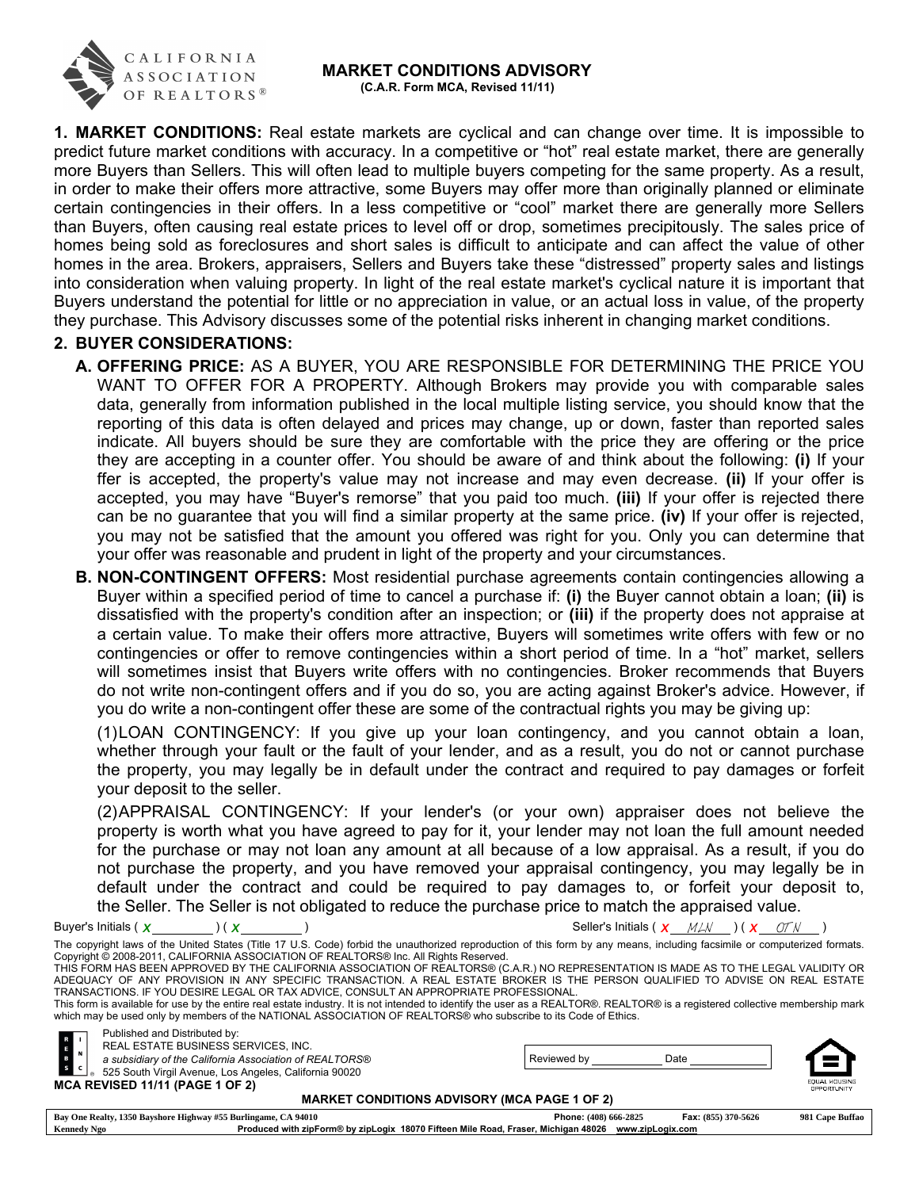CALIFORNIA ASSOCIATION OF REALTORS®

# MARKET CONDITIONS ADVISORY

**(C.A.R. Form MCA, Revised 11/11)**

**1. MARKET CONDITIONS:** Real estate markets are cyclical and can change over time. It is impossible to predict future market conditions with accuracy. In a competitive or "hot" real estate market, there are generally more Buyers than Sellers. This will often lead to multiple buyers competing for the same property. As a result, in order to make their offers more attractive, some Buyers may offer more than originally planned or eliminate certain contingencies in their offers. In a less competitive or "cool" market there are generally more Sellers than Buyers, often causing real estate prices to level off or drop, sometimes precipitously. The sales price of homes being sold as foreclosures and short sales is difficult to anticipate and can affect the value of other homes in the area. Brokers, appraisers, Sellers and Buyers take these "distressed" property sales and listings into consideration when valuing property. In light of the real estate market's cyclical nature it is important that Buyers understand the potential for little or no appreciation in value, or an actual loss in value, of the property they purchase. This Advisory discusses some of the potential risks inherent in changing market conditions.

**2. BUYER CONSIDERATIONS:**

**A. OFFERING PRICE:** AS A BUYER, YOU ARE RESPONSIBLE FOR DETERMINING THE PRICE YOU WANT TO OFFER FOR A PROPERTY. Although Brokers may provide you with comparable sales data, generally from information published in the local multiple listing service, you should know that the reporting of this data is often delayed and prices may change, up or down, faster than reported sales indicate. All buyers should be sure they are comfortable with the price they are offering or the price they are accepting in a counter offer. You should be aware of and think about the following: **(i)** If your ffer is accepted, the property's value may not increase and may even decrease. **(ii)** If your offer is accepted, you may have "Buyer's remorse" that you paid too much. **(iii)** If your offer is rejected there can be no guarantee that you will find a similar property at the same price. **(iv)** If your offer is rejected, you may not be satisfied that the amount you offered was right for you. Only you can determine that your offer was reasonable and prudent in light of the property and your circumstances.

**B. NON-CONTINGENT OFFERS:** Most residential purchase agreements contain contingencies allowing a Buyer within a specified period of time to cancel a purchase if: **(i)** the Buyer cannot obtain a loan; **(ii)** is dissatisfied with the property's condition after an inspection; or **(iii)** if the property does not appraise at a certain value. To make their offers more attractive, Buyers will sometimes write offers with few or no contingencies or offer to remove contingencies within a short period of time. In a "hot" market, sellers will sometimes insist that Buyers write offers with no contingencies. Broker recommends that Buyers do not write non-contingent offers and if you do so, you are acting against Broker's advice. However, if you do write a non-contingent offer these are some of the contractual rights you may be giving up:

(1) LOAN CONTINGENCY: If you give up your loan contingency, and you cannot obtain a loan, whether through your fault or the fault of your lender, and as a result, you do not or cannot purchase the property, you may legally be in default under the contract and required to pay damages or forfeit your deposit to the seller.

(2) APPRAISAL CONTINGENCY: If your lender's (or your own) appraiser does not believe the property is worth what you have agreed to pay for it, your lender may not loan the full amount needed for the purchase or may not loan any amount at all because of a low appraisal. As a result, if you do not purchase the property, and you have removed your appraisal contingency, you may legally be in default under the contract and could be required to pay damages to, or forfeit your deposit to, the Seller. The Seller is not obligated to reduce the purchase price to match the appraised value.

Buyer's Initials ( X ________ ) ( X ________ )　　　Seller's Initials ( X MLN ) ( X OTN )

The copyright laws of the United States (Title 17 U.S. Code) forbid the unauthorized reproduction of this form by any means, including facsimile or computerized formats. Copyright © 2008-2011, CALIFORNIA ASSOCIATION OF REALTORS® Inc. All Rights Reserved.
THIS FORM HAS BEEN APPROVED BY THE CALIFORNIA ASSOCIATION OF REALTORS® (C.A.R.) NO REPRESENTATION IS MADE AS TO THE LEGAL VALIDITY OR ADEQUACY OF ANY PROVISION IN ANY SPECIFIC TRANSACTION. A REAL ESTATE BROKER IS THE PERSON QUALIFIED TO ADVISE ON REAL ESTATE TRANSACTIONS. IF YOU DESIRE LEGAL OR TAX ADVICE, CONSULT AN APPROPRIATE PROFESSIONAL.
This form is available for use by the entire real estate industry. It is not intended to identify the user as a REALTOR®. REALTOR® is a registered collective membership mark which may be used only by members of the NATIONAL ASSOCIATION OF REALTORS® who subscribe to its Code of Ethics.

Published and Distributed by:
REAL ESTATE BUSINESS SERVICES, INC.
*a subsidiary of the California Association of REALTORS®*
525 South Virgil Avenue, Los Angeles, California 90020

MCA REVISED 11/11 (PAGE 1 OF 2)

Reviewed by ____________ Date ____________

EQUAL HOUSING OPPORTUNITY

MARKET CONDITIONS ADVISORY (MCA PAGE 1 OF 2)

Bay One Realty, 1350 Bayshore Highway #55 Burlingame, CA 94010　Phone: (408) 666-2825　Fax: (855) 370-5626　981 Cape Buffao
Kennedy Ngo　Produced with zipForm® by zipLogix 18070 Fifteen Mile Road, Fraser, Michigan 48026 www.zipLogix.com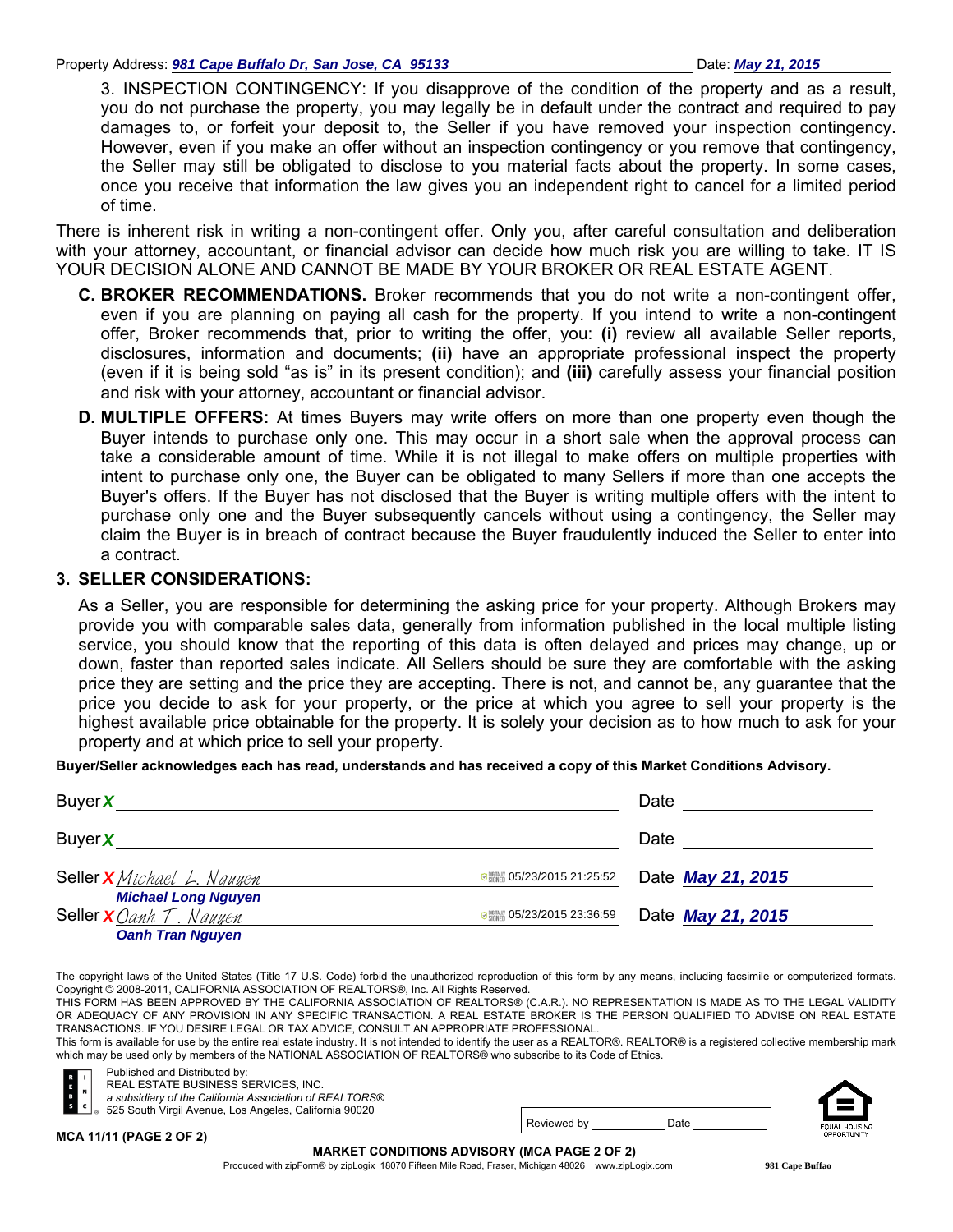Property Address: *981 Cape Buffalo Dr, San Jose, CA 95133* Date: *May 21, 2015*

3. INSPECTION CONTINGENCY: If you disapprove of the condition of the property and as a result, you do not purchase the property, you may legally be in default under the contract and required to pay damages to, or forfeit your deposit to, the Seller if you have removed your inspection contingency. However, even if you make an offer without an inspection contingency or you remove that contingency, the Seller may still be obligated to disclose to you material facts about the property. In some cases, once you receive that information the law gives you an independent right to cancel for a limited period of time.

There is inherent risk in writing a non-contingent offer. Only you, after careful consultation and deliberation with your attorney, accountant, or financial advisor can decide how much risk you are willing to take. IT IS YOUR DECISION ALONE AND CANNOT BE MADE BY YOUR BROKER OR REAL ESTATE AGENT.

**C. BROKER RECOMMENDATIONS.** Broker recommends that you do not write a non-contingent offer, even if you are planning on paying all cash for the property. If you intend to write a non-contingent offer, Broker recommends that, prior to writing the offer, you: **(i)** review all available Seller reports, disclosures, information and documents; **(ii)** have an appropriate professional inspect the property (even if it is being sold "as is" in its present condition); and **(iii)** carefully assess your financial position and risk with your attorney, accountant or financial advisor.

**D. MULTIPLE OFFERS:** At times Buyers may write offers on more than one property even though the Buyer intends to purchase only one. This may occur in a short sale when the approval process can take a considerable amount of time. While it is not illegal to make offers on multiple properties with intent to purchase only one, the Buyer can be obligated to many Sellers if more than one accepts the Buyer's offers. If the Buyer has not disclosed that the Buyer is writing multiple offers with the intent to purchase only one and the Buyer subsequently cancels without using a contingency, the Seller may claim the Buyer is in breach of contract because the Buyer fraudulently induced the Seller to enter into a contract.

## 3. SELLER CONSIDERATIONS:

As a Seller, you are responsible for determining the asking price for your property. Although Brokers may provide you with comparable sales data, generally from information published in the local multiple listing service, you should know that the reporting of this data is often delayed and prices may change, up or down, faster than reported sales indicate. All Sellers should be sure they are comfortable with the asking price they are setting and the price they are accepting. There is not, and cannot be, any guarantee that the price you decide to ask for your property, or the price at which you agree to sell your property is the highest available price obtainable for the property. It is solely your decision as to how much to ask for your property and at which price to sell your property.

**Buyer/Seller acknowledges each has read, understands and has received a copy of this Market Conditions Advisory.**

Buyer X ______________________ Date ______________

Buyer X ______________________ Date ______________

Seller X *Michael L. Nguyen* 05/23/2015 21:25:52 Date *May 21, 2015*
*Michael Long Nguyen*

Seller X *Oanh T. Nguyen* 05/23/2015 23:36:59 Date *May 21, 2015*
*Oanh Tran Nguyen*

The copyright laws of the United States (Title 17 U.S. Code) forbid the unauthorized reproduction of this form by any means, including facsimile or computerized formats. Copyright © 2008-2011, CALIFORNIA ASSOCIATION OF REALTORS®, Inc. All Rights Reserved.
THIS FORM HAS BEEN APPROVED BY THE CALIFORNIA ASSOCIATION OF REALTORS® (C.A.R.). NO REPRESENTATION IS MADE AS TO THE LEGAL VALIDITY OR ADEQUACY OF ANY PROVISION IN ANY SPECIFIC TRANSACTION. A REAL ESTATE BROKER IS THE PERSON QUALIFIED TO ADVISE ON REAL ESTATE TRANSACTIONS. IF YOU DESIRE LEGAL OR TAX ADVICE, CONSULT AN APPROPRIATE PROFESSIONAL.
This form is available for use by the entire real estate industry. It is not intended to identify the user as a REALTOR®. REALTOR® is a registered collective membership mark which may be used only by members of the NATIONAL ASSOCIATION OF REALTORS® who subscribe to its Code of Ethics.

Published and Distributed by:
REAL ESTATE BUSINESS SERVICES, INC.
*a subsidiary of the California Association of REALTORS®*
525 South Virgil Avenue, Los Angeles, California 90020

Reviewed by ____________ Date ____________

EQUAL HOUSING OPPORTUNITY

**MCA 11/11 (PAGE 2 OF 2)**

**MARKET CONDITIONS ADVISORY (MCA PAGE 2 OF 2)**

Produced with zipForm® by zipLogix 18070 Fifteen Mile Road, Fraser, Michigan 48026 www.zipLogix.com 981 Cape Buffao